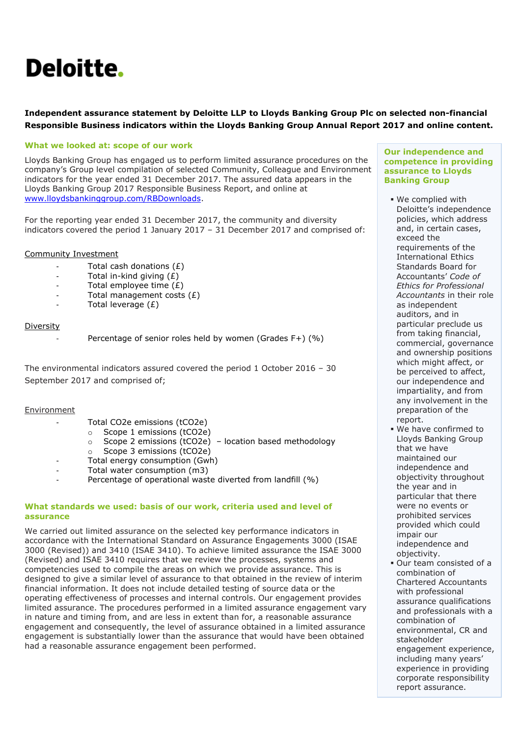# Deloitte.

**Independent assurance statement by Deloitte LLP to Lloyds Banking Group Plc on selected non-financial Responsible Business indicators within the Lloyds Banking Group Annual Report 2017 and online content.**

## What we looked at: scope of our work

Lloyds Banking Group has engaged us to perform limited assurance procedures on the company's Group level compilation of selected Community, Colleague and Environment indicators for the year ended 31 December 2017. The assured data appears in the Lloyds Banking Group 2017 Responsible Business Report, and online at www.lloydsbankinggroup.com/RBDownloads.

For the reporting year ended 31 December 2017, the community and diversity indicators covered the period 1 January 2017 – 31 December 2017 and comprised of:

Community Investment

- Total cash donations (£)
- Total in-kind giving (£)
- Total employee time (£)
- Total management costs (£)
- Total leverage (£)

Diversity

- Percentage of senior roles held by women (Grades F+) (%)

The environmental indicators assured covered the period 1 October 2016 – 30 September 2017 and comprised of;

Environment

- Total CO2e emissions (tCO2e)
  - Scope 1 emissions (tCO2e)
  - Scope 2 emissions (tCO2e) – location based methodology
  - Scope 3 emissions (tCO2e)
- Total energy consumption (Gwh)
- Total water consumption (m3)
- Percentage of operational waste diverted from landfill (%)

## What standards we used: basis of our work, criteria used and level of assurance

We carried out limited assurance on the selected key performance indicators in accordance with the International Standard on Assurance Engagements 3000 (ISAE 3000 (Revised)) and 3410 (ISAE 3410). To achieve limited assurance the ISAE 3000 (Revised) and ISAE 3410 requires that we review the processes, systems and competencies used to compile the areas on which we provide assurance. This is designed to give a similar level of assurance to that obtained in the review of interim financial information. It does not include detailed testing of source data or the operating effectiveness of processes and internal controls. Our engagement provides limited assurance. The procedures performed in a limited assurance engagement vary in nature and timing from, and are less in extent than for, a reasonable assurance engagement and consequently, the level of assurance obtained in a limited assurance engagement is substantially lower than the assurance that would have been obtained had a reasonable assurance engagement been performed.

## Our independence and competence in providing assurance to Lloyds Banking Group

- We complied with Deloitte's independence policies, which address and, in certain cases, exceed the requirements of the International Ethics Standards Board for Accountants' *Code of Ethics for Professional Accountants* in their role as independent auditors, and in particular preclude us from taking financial, commercial, governance and ownership positions which might affect, or be perceived to affect, our independence and impartiality, and from any involvement in the preparation of the report.
- We have confirmed to Lloyds Banking Group that we have maintained our independence and objectivity throughout the year and in particular that there were no events or prohibited services provided which could impair our independence and objectivity.
- Our team consisted of a combination of Chartered Accountants with professional assurance qualifications and professionals with a combination of environmental, CR and stakeholder engagement experience, including many years' experience in providing corporate responsibility report assurance.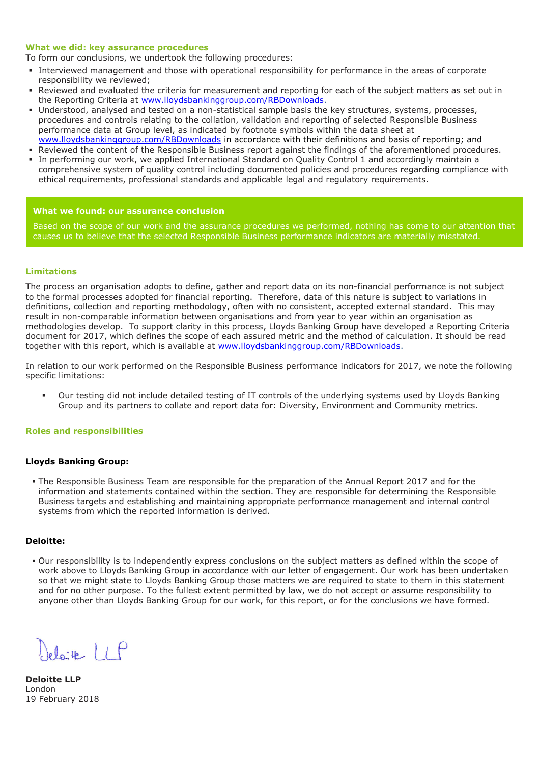### What we did: key assurance procedures

To form our conclusions, we undertook the following procedures:

- Interviewed management and those with operational responsibility for performance in the areas of corporate responsibility we reviewed;
- Reviewed and evaluated the criteria for measurement and reporting for each of the subject matters as set out in the Reporting Criteria at www.lloydsbankinggroup.com/RBDownloads.
- Understood, analysed and tested on a non-statistical sample basis the key structures, systems, processes, procedures and controls relating to the collation, validation and reporting of selected Responsible Business performance data at Group level, as indicated by footnote symbols within the data sheet at www.lloydsbankinggroup.com/RBDownloads in accordance with their definitions and basis of reporting; and
- Reviewed the content of the Responsible Business report against the findings of the aforementioned procedures.
- In performing our work, we applied International Standard on Quality Control 1 and accordingly maintain a comprehensive system of quality control including documented policies and procedures regarding compliance with ethical requirements, professional standards and applicable legal and regulatory requirements.

### What we found: our assurance conclusion

Based on the scope of our work and the assurance procedures we performed, nothing has come to our attention that causes us to believe that the selected Responsible Business performance indicators are materially misstated.

### Limitations

The process an organisation adopts to define, gather and report data on its non-financial performance is not subject to the formal processes adopted for financial reporting. Therefore, data of this nature is subject to variations in definitions, collection and reporting methodology, often with no consistent, accepted external standard. This may result in non-comparable information between organisations and from year to year within an organisation as methodologies develop. To support clarity in this process, Lloyds Banking Group have developed a Reporting Criteria document for 2017, which defines the scope of each assured metric and the method of calculation. It should be read together with this report, which is available at www.lloydsbankinggroup.com/RBDownloads.

In relation to our work performed on the Responsible Business performance indicators for 2017, we note the following specific limitations:

- Our testing did not include detailed testing of IT controls of the underlying systems used by Lloyds Banking Group and its partners to collate and report data for: Diversity, Environment and Community metrics.

### Roles and responsibilities

**Lloyds Banking Group:**

- The Responsible Business Team are responsible for the preparation of the Annual Report 2017 and for the information and statements contained within the section. They are responsible for determining the Responsible Business targets and establishing and maintaining appropriate performance management and internal control systems from which the reported information is derived.

**Deloitte:**

- Our responsibility is to independently express conclusions on the subject matters as defined within the scope of work above to Lloyds Banking Group in accordance with our letter of engagement. Our work has been undertaken so that we might state to Lloyds Banking Group those matters we are required to state to them in this statement and for no other purpose. To the fullest extent permitted by law, we do not accept or assume responsibility to anyone other than Lloyds Banking Group for our work, for this report, or for the conclusions we have formed.

Deloitte LLP

**Deloitte LLP**
London
19 February 2018